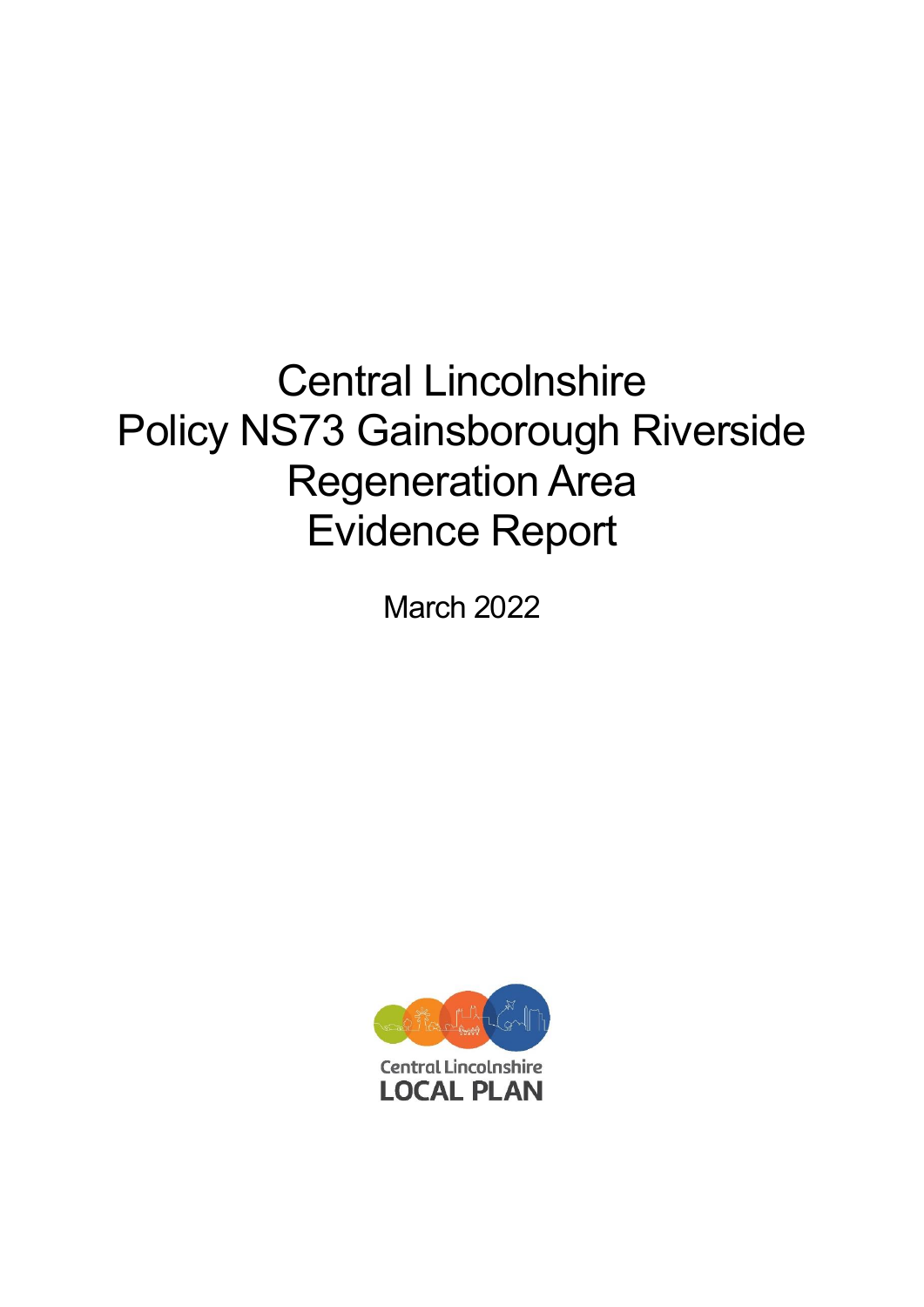# Central Lincolnshire
# Policy NS73 Gainsborough Riverside Regeneration Area
# Evidence Report

March 2022

Central Lincolnshire
LOCAL PLAN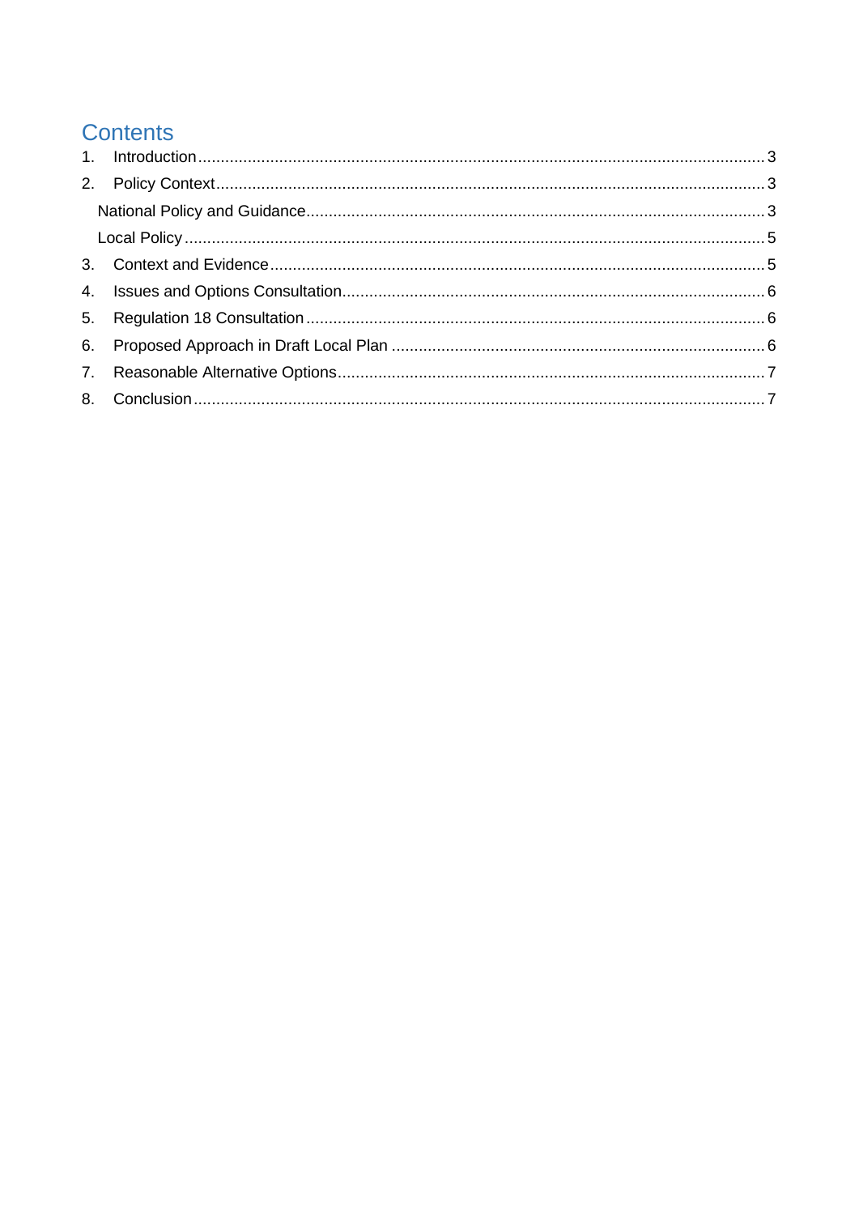# Contents

1. Introduction ............................................................................................................................ 3
2. Policy Context ......................................................................................................................... 3
   National Policy and Guidance ..................................................................................................... 3
   Local Policy ............................................................................................................................... 5
3. Context and Evidence ............................................................................................................. 5
4. Issues and Options Consultation ............................................................................................. 6
5. Regulation 18 Consultation ..................................................................................................... 6
6. Proposed Approach in Draft Local Plan .................................................................................. 6
7. Reasonable Alternative Options .............................................................................................. 7
8. Conclusion .............................................................................................................................. 7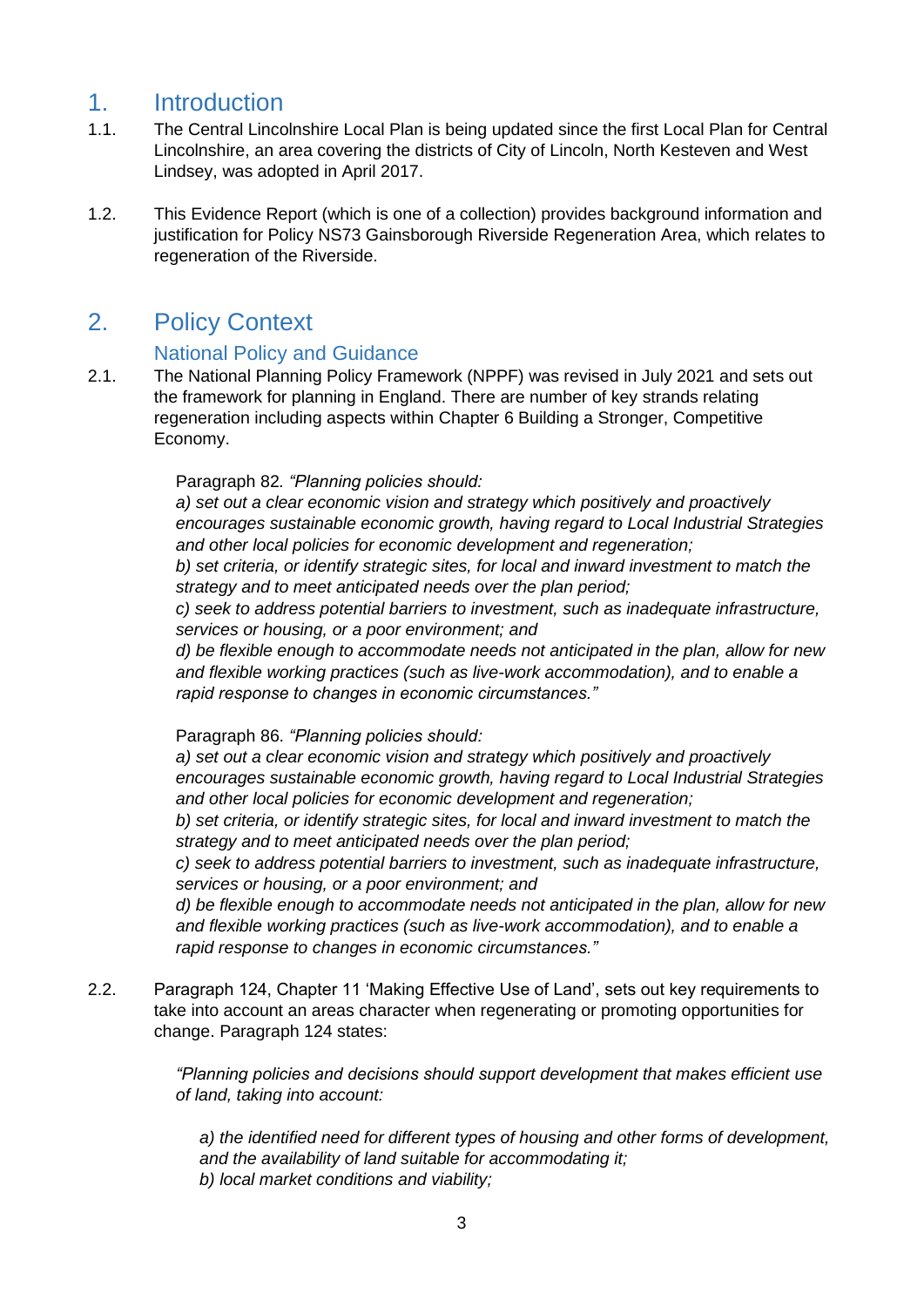# 1. Introduction

1.1. The Central Lincolnshire Local Plan is being updated since the first Local Plan for Central Lincolnshire, an area covering the districts of City of Lincoln, North Kesteven and West Lindsey, was adopted in April 2017.

1.2. This Evidence Report (which is one of a collection) provides background information and justification for Policy NS73 Gainsborough Riverside Regeneration Area, which relates to regeneration of the Riverside.

# 2. Policy Context

## National Policy and Guidance

2.1. The National Planning Policy Framework (NPPF) was revised in July 2021 and sets out the framework for planning in England. There are number of key strands relating regeneration including aspects within Chapter 6 Building a Stronger, Competitive Economy.

> Paragraph 82. *"Planning policies should:*
> *a) set out a clear economic vision and strategy which positively and proactively encourages sustainable economic growth, having regard to Local Industrial Strategies and other local policies for economic development and regeneration;*
> *b) set criteria, or identify strategic sites, for local and inward investment to match the strategy and to meet anticipated needs over the plan period;*
> *c) seek to address potential barriers to investment, such as inadequate infrastructure, services or housing, or a poor environment; and*
> *d) be flexible enough to accommodate needs not anticipated in the plan, allow for new and flexible working practices (such as live-work accommodation), and to enable a rapid response to changes in economic circumstances."*

> Paragraph 86. *"Planning policies should:*
> *a) set out a clear economic vision and strategy which positively and proactively encourages sustainable economic growth, having regard to Local Industrial Strategies and other local policies for economic development and regeneration;*
> *b) set criteria, or identify strategic sites, for local and inward investment to match the strategy and to meet anticipated needs over the plan period;*
> *c) seek to address potential barriers to investment, such as inadequate infrastructure, services or housing, or a poor environment; and*
> *d) be flexible enough to accommodate needs not anticipated in the plan, allow for new and flexible working practices (such as live-work accommodation), and to enable a rapid response to changes in economic circumstances."*

2.2. Paragraph 124, Chapter 11 'Making Effective Use of Land', sets out key requirements to take into account an areas character when regenerating or promoting opportunities for change. Paragraph 124 states:

> *"Planning policies and decisions should support development that makes efficient use of land, taking into account:*
>
> *a) the identified need for different types of housing and other forms of development, and the availability of land suitable for accommodating it;*
> *b) local market conditions and viability;*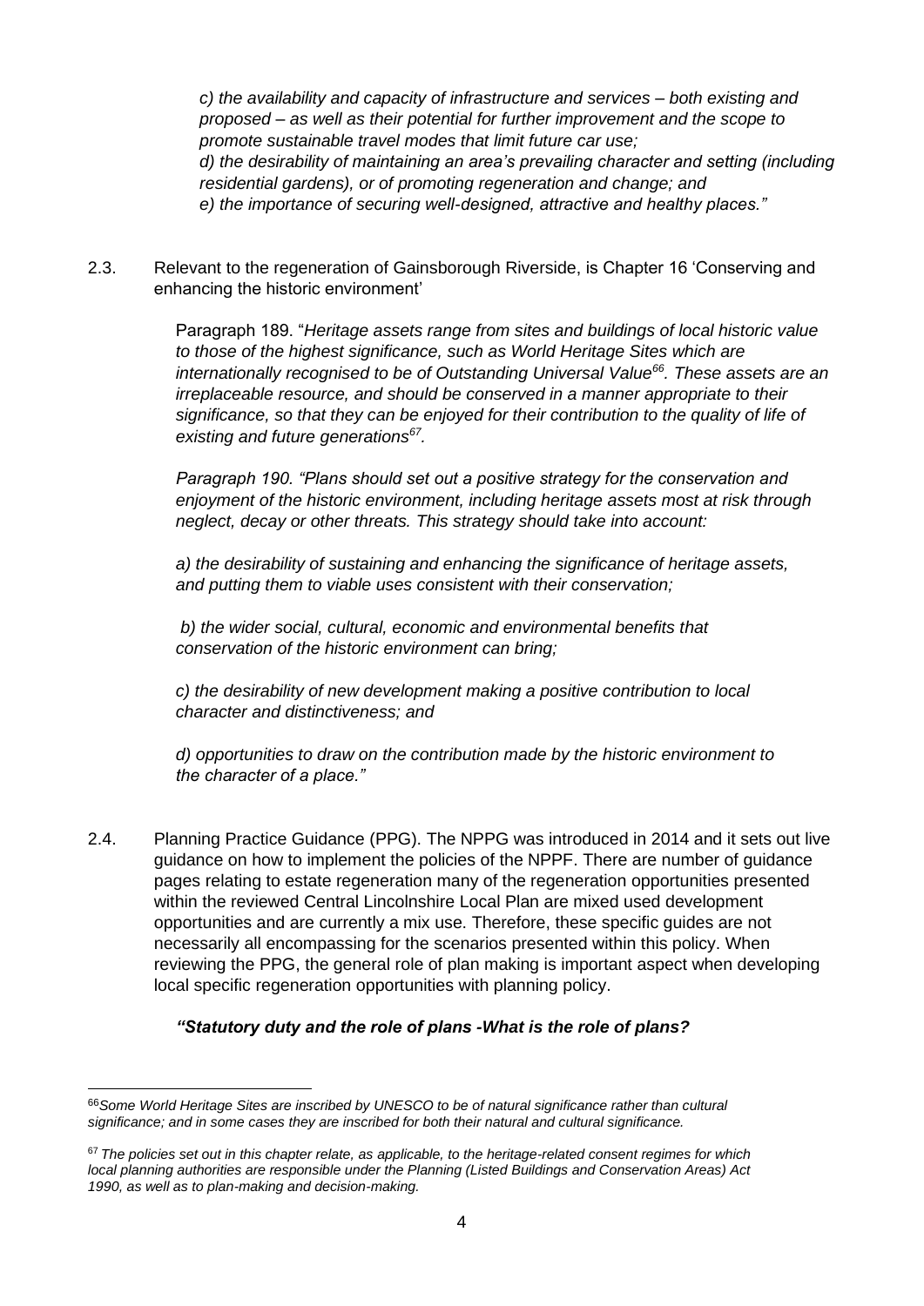*c) the availability and capacity of infrastructure and services – both existing and proposed – as well as their potential for further improvement and the scope to promote sustainable travel modes that limit future car use;*

*d) the desirability of maintaining an area's prevailing character and setting (including residential gardens), or of promoting regeneration and change; and*

*e) the importance of securing well-designed, attractive and healthy places."*

2.3. Relevant to the regeneration of Gainsborough Riverside, is Chapter 16 'Conserving and enhancing the historic environment'

Paragraph 189. "*Heritage assets range from sites and buildings of local historic value to those of the highest significance, such as World Heritage Sites which are internationally recognised to be of Outstanding Universal Value[66]. These assets are an irreplaceable resource, and should be conserved in a manner appropriate to their significance, so that they can be enjoyed for their contribution to the quality of life of existing and future generations[67].*

*Paragraph 190. "Plans should set out a positive strategy for the conservation and enjoyment of the historic environment, including heritage assets most at risk through neglect, decay or other threats. This strategy should take into account:*

*a) the desirability of sustaining and enhancing the significance of heritage assets, and putting them to viable uses consistent with their conservation;*

*b) the wider social, cultural, economic and environmental benefits that conservation of the historic environment can bring;*

*c) the desirability of new development making a positive contribution to local character and distinctiveness; and*

*d) opportunities to draw on the contribution made by the historic environment to the character of a place."*

2.4. Planning Practice Guidance (PPG). The NPPG was introduced in 2014 and it sets out live guidance on how to implement the policies of the NPPF. There are number of guidance pages relating to estate regeneration many of the regeneration opportunities presented within the reviewed Central Lincolnshire Local Plan are mixed used development opportunities and are currently a mix use. Therefore, these specific guides are not necessarily all encompassing for the scenarios presented within this policy. When reviewing the PPG, the general role of plan making is important aspect when developing local specific regeneration opportunities with planning policy.

***"Statutory duty and the role of plans -What is the role of plans?***

---

[66] *Some World Heritage Sites are inscribed by UNESCO to be of natural significance rather than cultural significance; and in some cases they are inscribed for both their natural and cultural significance.*

[67] *The policies set out in this chapter relate, as applicable, to the heritage-related consent regimes for which local planning authorities are responsible under the Planning (Listed Buildings and Conservation Areas) Act 1990, as well as to plan-making and decision-making.*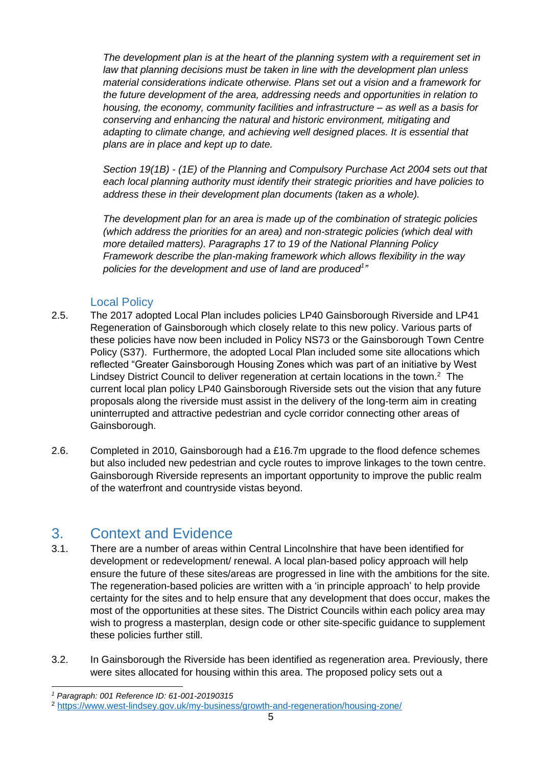*The development plan is at the heart of the planning system with a requirement set in law that planning decisions must be taken in line with the development plan unless material considerations indicate otherwise. Plans set out a vision and a framework for the future development of the area, addressing needs and opportunities in relation to housing, the economy, community facilities and infrastructure – as well as a basis for conserving and enhancing the natural and historic environment, mitigating and adapting to climate change, and achieving well designed places. It is essential that plans are in place and kept up to date.*

*Section 19(1B) - (1E) of the Planning and Compulsory Purchase Act 2004 sets out that each local planning authority must identify their strategic priorities and have policies to address these in their development plan documents (taken as a whole).*

*The development plan for an area is made up of the combination of strategic policies (which address the priorities for an area) and non-strategic policies (which deal with more detailed matters). Paragraphs 17 to 19 of the National Planning Policy Framework describe the plan-making framework which allows flexibility in the way policies for the development and use of land are produced*[1]*"*

### Local Policy

2.5. The 2017 adopted Local Plan includes policies LP40 Gainsborough Riverside and LP41 Regeneration of Gainsborough which closely relate to this new policy. Various parts of these policies have now been included in Policy NS73 or the Gainsborough Town Centre Policy (S37). Furthermore, the adopted Local Plan included some site allocations which reflected "Greater Gainsborough Housing Zones which was part of an initiative by West Lindsey District Council to deliver regeneration at certain locations in the town.[2] The current local plan policy LP40 Gainsborough Riverside sets out the vision that any future proposals along the riverside must assist in the delivery of the long-term aim in creating uninterrupted and attractive pedestrian and cycle corridor connecting other areas of Gainsborough.

2.6. Completed in 2010, Gainsborough had a £16.7m upgrade to the flood defence schemes but also included new pedestrian and cycle routes to improve linkages to the town centre. Gainsborough Riverside represents an important opportunity to improve the public realm of the waterfront and countryside vistas beyond.

## 3. Context and Evidence

3.1. There are a number of areas within Central Lincolnshire that have been identified for development or redevelopment/ renewal. A local plan-based policy approach will help ensure the future of these sites/areas are progressed in line with the ambitions for the site. The regeneration-based policies are written with a 'in principle approach' to help provide certainty for the sites and to help ensure that any development that does occur, makes the most of the opportunities at these sites. The District Councils within each policy area may wish to progress a masterplan, design code or other site-specific guidance to supplement these policies further still.

3.2. In Gainsborough the Riverside has been identified as regeneration area. Previously, there were sites allocated for housing within this area. The proposed policy sets out a

---

[1] *Paragraph: 001 Reference ID: 61-001-20190315*

[2] https://www.west-lindsey.gov.uk/my-business/growth-and-regeneration/housing-zone/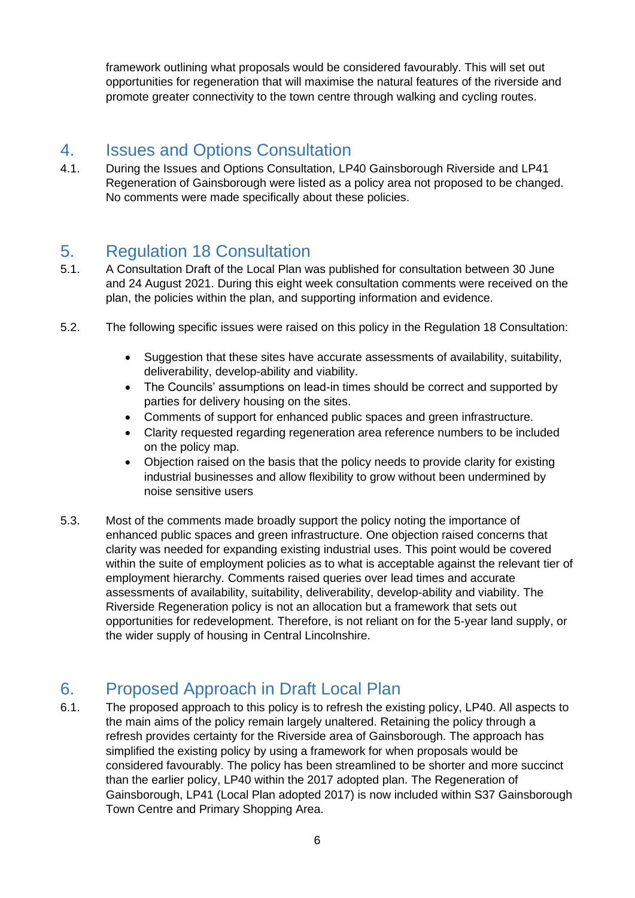framework outlining what proposals would be considered favourably. This will set out opportunities for regeneration that will maximise the natural features of the riverside and promote greater connectivity to the town centre through walking and cycling routes.

## 4. Issues and Options Consultation

4.1. During the Issues and Options Consultation, LP40 Gainsborough Riverside and LP41 Regeneration of Gainsborough were listed as a policy area not proposed to be changed. No comments were made specifically about these policies.

## 5. Regulation 18 Consultation

5.1. A Consultation Draft of the Local Plan was published for consultation between 30 June and 24 August 2021. During this eight week consultation comments were received on the plan, the policies within the plan, and supporting information and evidence.

5.2. The following specific issues were raised on this policy in the Regulation 18 Consultation:

- Suggestion that these sites have accurate assessments of availability, suitability, deliverability, develop-ability and viability.
- The Councils' assumptions on lead-in times should be correct and supported by parties for delivery housing on the sites.
- Comments of support for enhanced public spaces and green infrastructure.
- Clarity requested regarding regeneration area reference numbers to be included on the policy map.
- Objection raised on the basis that the policy needs to provide clarity for existing industrial businesses and allow flexibility to grow without been undermined by noise sensitive users

5.3. Most of the comments made broadly support the policy noting the importance of enhanced public spaces and green infrastructure. One objection raised concerns that clarity was needed for expanding existing industrial uses. This point would be covered within the suite of employment policies as to what is acceptable against the relevant tier of employment hierarchy. Comments raised queries over lead times and accurate assessments of availability, suitability, deliverability, develop-ability and viability. The Riverside Regeneration policy is not an allocation but a framework that sets out opportunities for redevelopment. Therefore, is not reliant on for the 5-year land supply, or the wider supply of housing in Central Lincolnshire.

## 6. Proposed Approach in Draft Local Plan

6.1. The proposed approach to this policy is to refresh the existing policy, LP40. All aspects to the main aims of the policy remain largely unaltered. Retaining the policy through a refresh provides certainty for the Riverside area of Gainsborough. The approach has simplified the existing policy by using a framework for when proposals would be considered favourably. The policy has been streamlined to be shorter and more succinct than the earlier policy, LP40 within the 2017 adopted plan. The Regeneration of Gainsborough, LP41 (Local Plan adopted 2017) is now included within S37 Gainsborough Town Centre and Primary Shopping Area.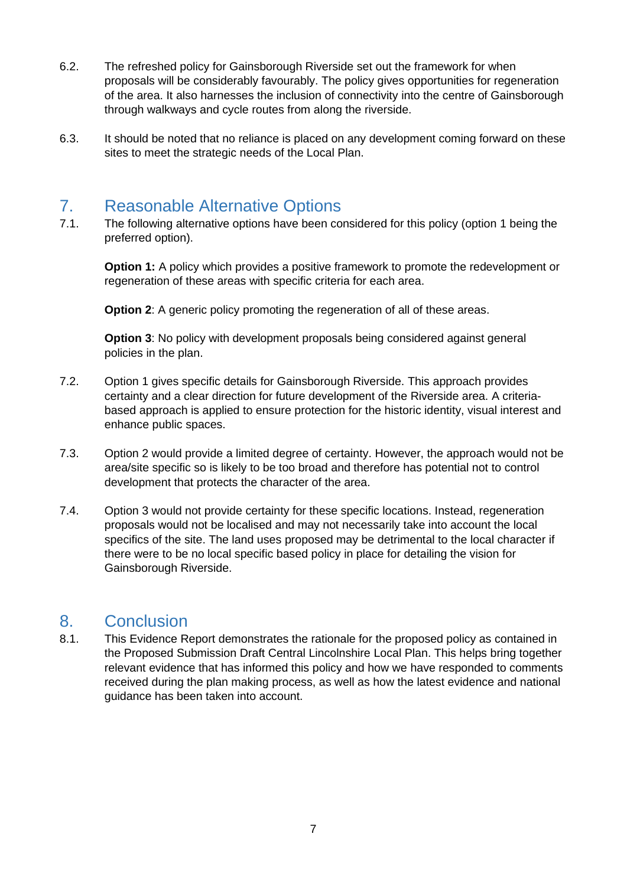6.2. The refreshed policy for Gainsborough Riverside set out the framework for when proposals will be considerably favourably. The policy gives opportunities for regeneration of the area. It also harnesses the inclusion of connectivity into the centre of Gainsborough through walkways and cycle routes from along the riverside.

6.3. It should be noted that no reliance is placed on any development coming forward on these sites to meet the strategic needs of the Local Plan.

## 7. Reasonable Alternative Options

7.1. The following alternative options have been considered for this policy (option 1 being the preferred option).

**Option 1:** A policy which provides a positive framework to promote the redevelopment or regeneration of these areas with specific criteria for each area.

**Option 2**: A generic policy promoting the regeneration of all of these areas.

**Option 3**: No policy with development proposals being considered against general policies in the plan.

7.2. Option 1 gives specific details for Gainsborough Riverside. This approach provides certainty and a clear direction for future development of the Riverside area. A criteria-based approach is applied to ensure protection for the historic identity, visual interest and enhance public spaces.

7.3. Option 2 would provide a limited degree of certainty. However, the approach would not be area/site specific so is likely to be too broad and therefore has potential not to control development that protects the character of the area.

7.4. Option 3 would not provide certainty for these specific locations. Instead, regeneration proposals would not be localised and may not necessarily take into account the local specifics of the site. The land uses proposed may be detrimental to the local character if there were to be no local specific based policy in place for detailing the vision for Gainsborough Riverside.

## 8. Conclusion

8.1. This Evidence Report demonstrates the rationale for the proposed policy as contained in the Proposed Submission Draft Central Lincolnshire Local Plan. This helps bring together relevant evidence that has informed this policy and how we have responded to comments received during the plan making process, as well as how the latest evidence and national guidance has been taken into account.